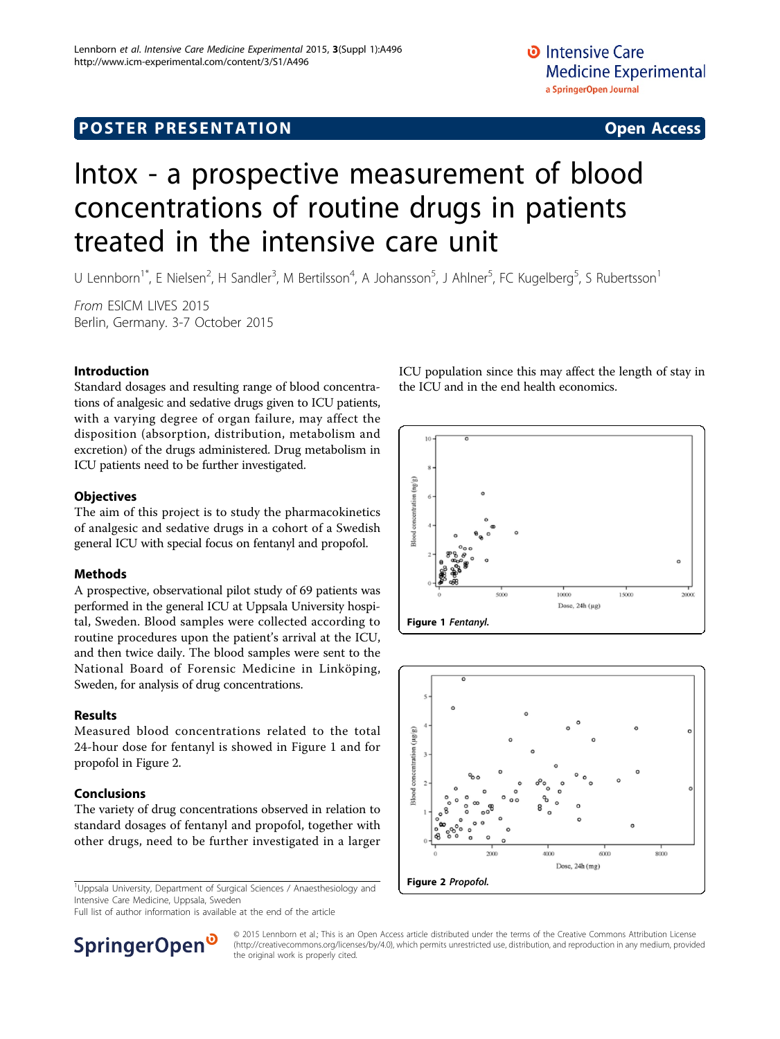POSTER PRESENTATION Open Access

# Intox - a prospective measurement of blood concentrations of routine drugs in patients treated in the intensive care unit

U Lennborn[1*], E Nielsen[2], H Sandler[3], M Bertilsson[4], A Johansson[5], J Ahlner[5], FC Kugelberg[5], S Rubertsson[1]

*From* ESICM LIVES 2015
Berlin, Germany. 3-7 October 2015

## Introduction

Standard dosages and resulting range of blood concentrations of analgesic and sedative drugs given to ICU patients, with a varying degree of organ failure, may affect the disposition (absorption, distribution, metabolism and excretion) of the drugs administered. Drug metabolism in ICU patients need to be further investigated.

## Objectives

The aim of this project is to study the pharmacokinetics of analgesic and sedative drugs in a cohort of a Swedish general ICU with special focus on fentanyl and propofol.

## Methods

A prospective, observational pilot study of 69 patients was performed in the general ICU at Uppsala University hospital, Sweden. Blood samples were collected according to routine procedures upon the patient's arrival at the ICU, and then twice daily. The blood samples were sent to the National Board of Forensic Medicine in Linköping, Sweden, for analysis of drug concentrations.

## Results

Measured blood concentrations related to the total 24-hour dose for fentanyl is showed in Figure 1 and for propofol in Figure 2.

## Conclusions

The variety of drug concentrations observed in relation to standard dosages of fentanyl and propofol, together with other drugs, need to be further investigated in a larger ICU population since this may affect the length of stay in the ICU and in the end health economics.

**Figure 1** *Fentanyl.*

**Figure 2** *Propofol.*

[1]Uppsala University, Department of Surgical Sciences / Anaesthesiology and Intensive Care Medicine, Uppsala, Sweden
Full list of author information is available at the end of the article

© 2015 Lennborn et al.; This is an Open Access article distributed under the terms of the Creative Commons Attribution License (http://creativecommons.org/licenses/by/4.0), which permits unrestricted use, distribution, and reproduction in any medium, provided the original work is properly cited.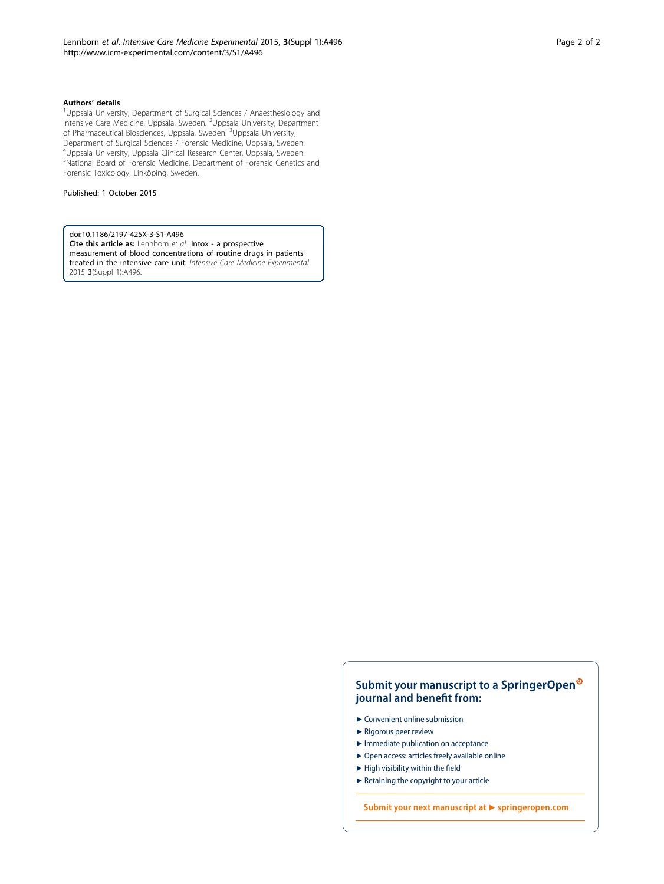#### Authors' details

[1]Uppsala University, Department of Surgical Sciences / Anaesthesiology and Intensive Care Medicine, Uppsala, Sweden. [2]Uppsala University, Department of Pharmaceutical Biosciences, Uppsala, Sweden. [3]Uppsala University, Department of Surgical Sciences / Forensic Medicine, Uppsala, Sweden. [4]Uppsala University, Uppsala Clinical Research Center, Uppsala, Sweden. [5]National Board of Forensic Medicine, Department of Forensic Genetics and Forensic Toxicology, Linköping, Sweden.

Published: 1 October 2015

doi:10.1186/2197-425X-3-S1-A496

**Cite this article as:** Lennborn *et al.*: Intox - a prospective measurement of blood concentrations of routine drugs in patients treated in the intensive care unit. *Intensive Care Medicine Experimental* 2015 **3**(Suppl 1):A496.

**Submit your manuscript to a SpringerOpen journal and benefit from:**

- ► Convenient online submission
- ► Rigorous peer review
- ► Immediate publication on acceptance
- ► Open access: articles freely available online
- ► High visibility within the field
- ► Retaining the copyright to your article

**Submit your next manuscript at ► springeropen.com**